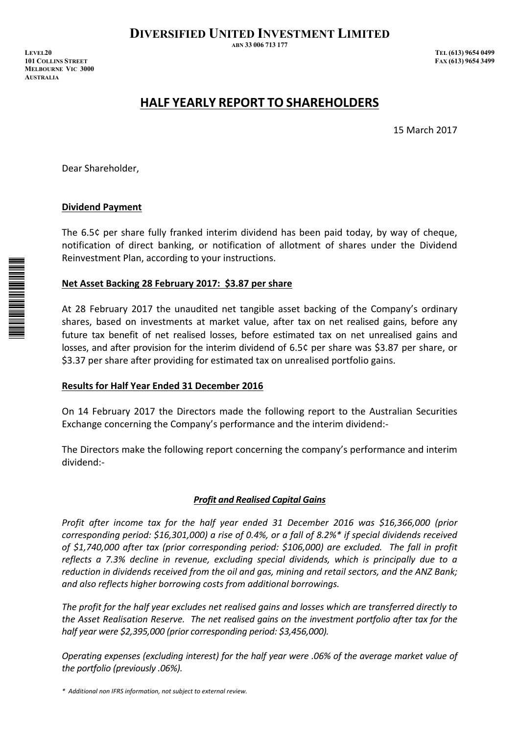# DIVERSIFIED UNITED INVESTMENT LIMITED

ABN 33 006 713 177

LEVEL20
101 COLLINS STREET
MELBOURNE VIC 3000
AUSTRALIA

TEL (613) 9654 0499
FAX (613) 9654 3499

## HALF YEARLY REPORT TO SHAREHOLDERS

15 March 2017

Dear Shareholder,

**Dividend Payment**

The 6.5¢ per share fully franked interim dividend has been paid today, by way of cheque, notification of direct banking, or notification of allotment of shares under the Dividend Reinvestment Plan, according to your instructions.

**Net Asset Backing 28 February 2017: $3.87 per share**

At 28 February 2017 the unaudited net tangible asset backing of the Company's ordinary shares, based on investments at market value, after tax on net realised gains, before any future tax benefit of net realised losses, before estimated tax on net unrealised gains and losses, and after provision for the interim dividend of 6.5¢ per share was $3.87 per share, or $3.37 per share after providing for estimated tax on unrealised portfolio gains.

**Results for Half Year Ended 31 December 2016**

On 14 February 2017 the Directors made the following report to the Australian Securities Exchange concerning the Company's performance and the interim dividend:-

The Directors make the following report concerning the company's performance and interim dividend:-

***Profit and Realised Capital Gains***

*Profit after income tax for the half year ended 31 December 2016 was $16,366,000 (prior corresponding period: $16,301,000) a rise of 0.4%, or a fall of 8.2%* if special dividends received of $1,740,000 after tax (prior corresponding period: $106,000) are excluded. The fall in profit reflects a 7.3% decline in revenue, excluding special dividends, which is principally due to a reduction in dividends received from the oil and gas, mining and retail sectors, and the ANZ Bank; and also reflects higher borrowing costs from additional borrowings.*

*The profit for the half year excludes net realised gains and losses which are transferred directly to the Asset Realisation Reserve. The net realised gains on the investment portfolio after tax for the half year were $2,395,000 (prior corresponding period: $3,456,000).*

*Operating expenses (excluding interest) for the half year were .06% of the average market value of the portfolio (previously .06%).*

*\* Additional non IFRS information, not subject to external review.*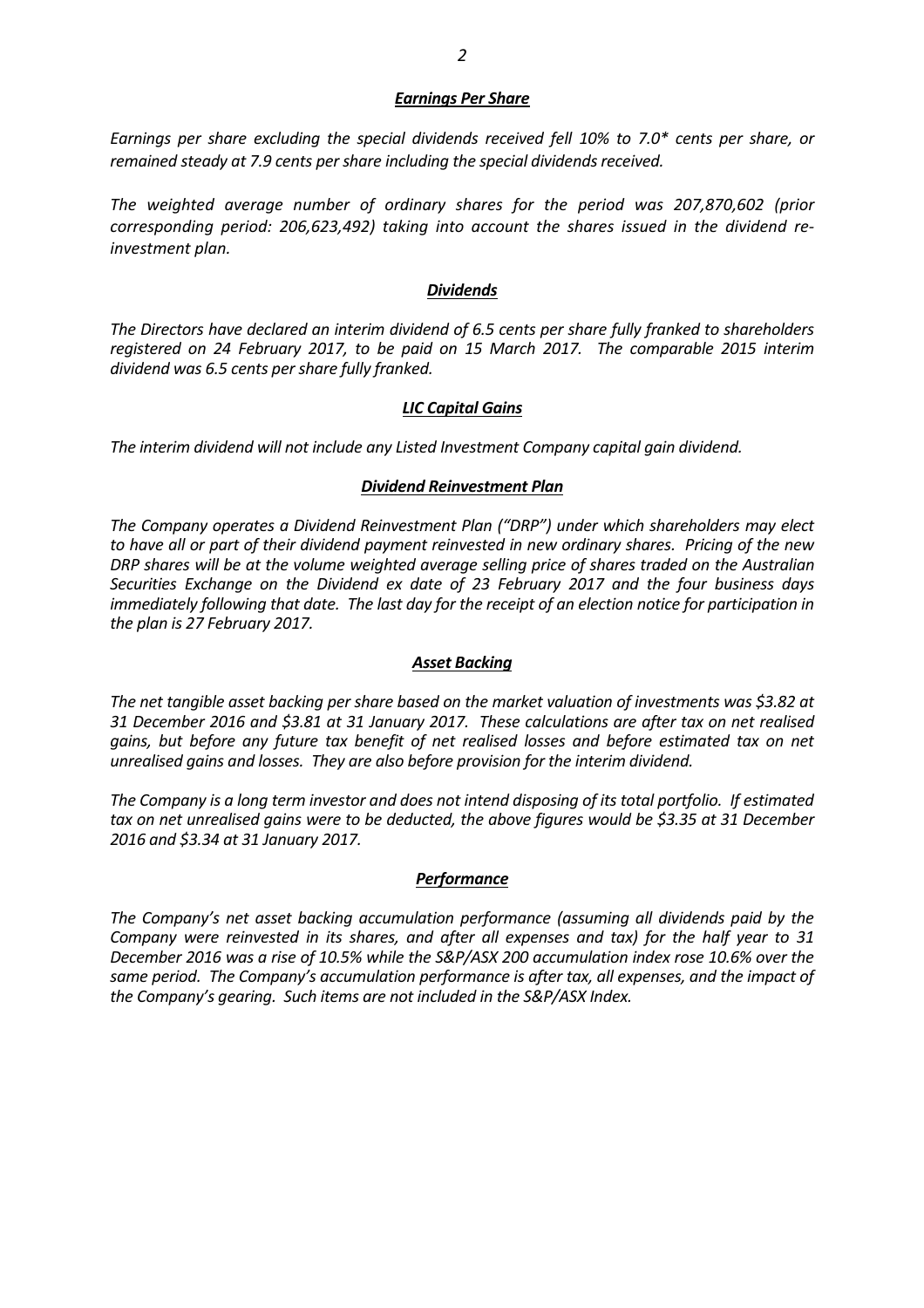### *Earnings Per Share*

*Earnings per share excluding the special dividends received fell 10% to 7.0* cents per share, or remained steady at 7.9 cents per share including the special dividends received.*

*The weighted average number of ordinary shares for the period was 207,870,602 (prior corresponding period: 206,623,492) taking into account the shares issued in the dividend re-investment plan.*

### *Dividends*

*The Directors have declared an interim dividend of 6.5 cents per share fully franked to shareholders registered on 24 February 2017, to be paid on 15 March 2017. The comparable 2015 interim dividend was 6.5 cents per share fully franked.*

### *LIC Capital Gains*

*The interim dividend will not include any Listed Investment Company capital gain dividend.*

### *Dividend Reinvestment Plan*

*The Company operates a Dividend Reinvestment Plan ("DRP") under which shareholders may elect to have all or part of their dividend payment reinvested in new ordinary shares. Pricing of the new DRP shares will be at the volume weighted average selling price of shares traded on the Australian Securities Exchange on the Dividend ex date of 23 February 2017 and the four business days immediately following that date. The last day for the receipt of an election notice for participation in the plan is 27 February 2017.*

### *Asset Backing*

*The net tangible asset backing per share based on the market valuation of investments was $3.82 at 31 December 2016 and $3.81 at 31 January 2017. These calculations are after tax on net realised gains, but before any future tax benefit of net realised losses and before estimated tax on net unrealised gains and losses. They are also before provision for the interim dividend.*

*The Company is a long term investor and does not intend disposing of its total portfolio. If estimated tax on net unrealised gains were to be deducted, the above figures would be $3.35 at 31 December 2016 and $3.34 at 31 January 2017.*

### *Performance*

*The Company's net asset backing accumulation performance (assuming all dividends paid by the Company were reinvested in its shares, and after all expenses and tax) for the half year to 31 December 2016 was a rise of 10.5% while the S&P/ASX 200 accumulation index rose 10.6% over the same period. The Company's accumulation performance is after tax, all expenses, and the impact of the Company's gearing. Such items are not included in the S&P/ASX Index.*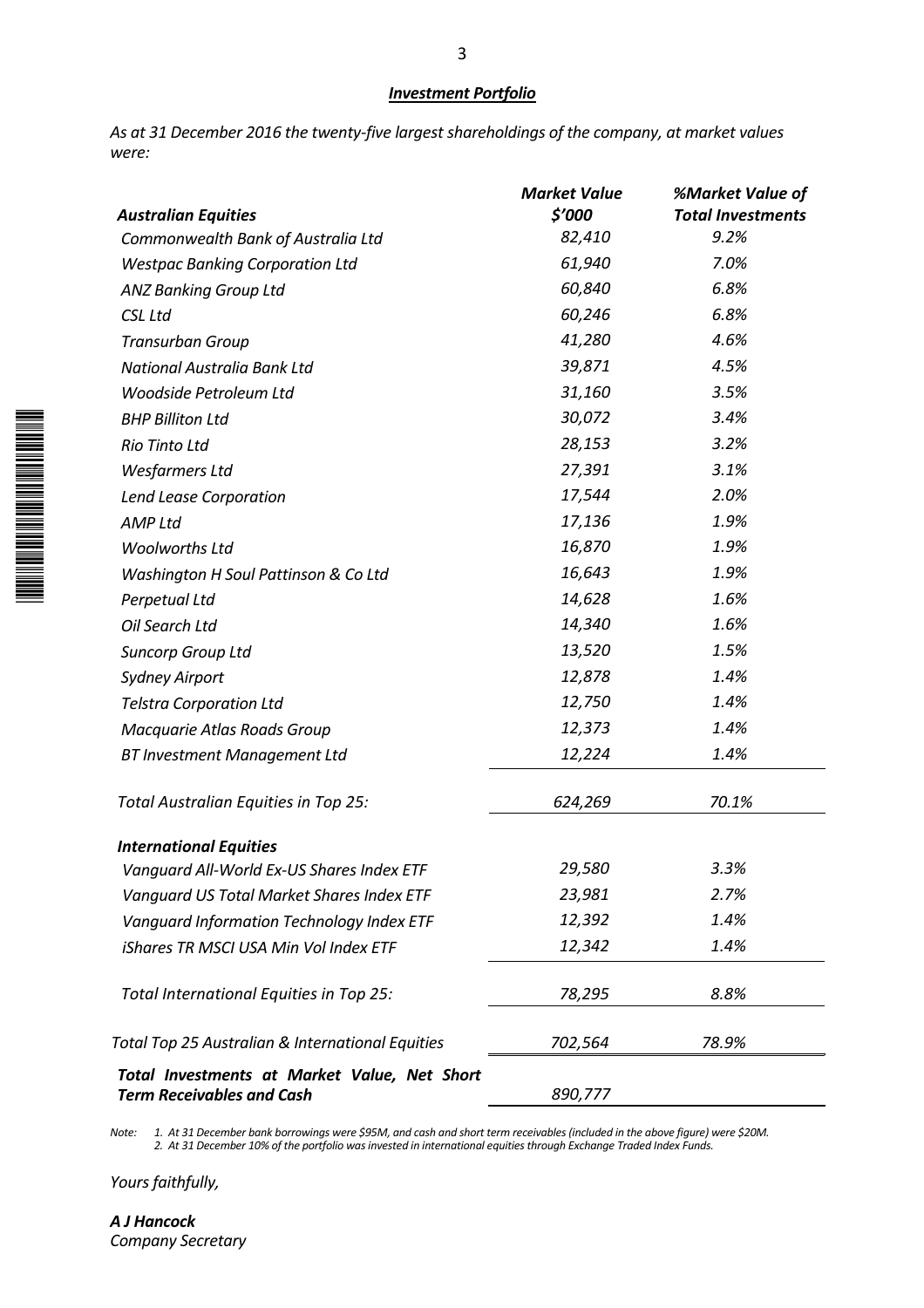## ***Investment Portfolio***

*As at 31 December 2016 the twenty-five largest shareholdings of the company, at market values were:*

| ***Australian Equities*** | ***Market Value $'000*** | ***%Market Value of Total Investments*** |
|---|---|---|
| *Commonwealth Bank of Australia Ltd* | *82,410* | *9.2%* |
| *Westpac Banking Corporation Ltd* | *61,940* | *7.0%* |
| *ANZ Banking Group Ltd* | *60,840* | *6.8%* |
| *CSL Ltd* | *60,246* | *6.8%* |
| *Transurban Group* | *41,280* | *4.6%* |
| *National Australia Bank Ltd* | *39,871* | *4.5%* |
| *Woodside Petroleum Ltd* | *31,160* | *3.5%* |
| *BHP Billiton Ltd* | *30,072* | *3.4%* |
| *Rio Tinto Ltd* | *28,153* | *3.2%* |
| *Wesfarmers Ltd* | *27,391* | *3.1%* |
| *Lend Lease Corporation* | *17,544* | *2.0%* |
| *AMP Ltd* | *17,136* | *1.9%* |
| *Woolworths Ltd* | *16,870* | *1.9%* |
| *Washington H Soul Pattinson & Co Ltd* | *16,643* | *1.9%* |
| *Perpetual Ltd* | *14,628* | *1.6%* |
| *Oil Search Ltd* | *14,340* | *1.6%* |
| *Suncorp Group Ltd* | *13,520* | *1.5%* |
| *Sydney Airport* | *12,878* | *1.4%* |
| *Telstra Corporation Ltd* | *12,750* | *1.4%* |
| *Macquarie Atlas Roads Group* | *12,373* | *1.4%* |
| *BT Investment Management Ltd* | *12,224* | *1.4%* |
| *Total Australian Equities in Top 25:* | *624,269* | *70.1%* |
| ***International Equities*** | | |
| *Vanguard All-World Ex-US Shares Index ETF* | *29,580* | *3.3%* |
| *Vanguard US Total Market Shares Index ETF* | *23,981* | *2.7%* |
| *Vanguard Information Technology Index ETF* | *12,392* | *1.4%* |
| *iShares TR MSCI USA Min Vol Index ETF* | *12,342* | *1.4%* |
| *Total International Equities in Top 25:* | *78,295* | *8.8%* |
| *Total Top 25 Australian & International Equities* | *702,564* | *78.9%* |
| ***Total Investments at Market Value, Net Short Term Receivables and Cash*** | *890,777* | |

*Note: 1. At 31 December bank borrowings were $95M, and cash and short term receivables (included in the above figure) were $20M.*
*2. At 31 December 10% of the portfolio was invested in international equities through Exchange Traded Index Funds.*

*Yours faithfully,*

***A J Hancock***
*Company Secretary*